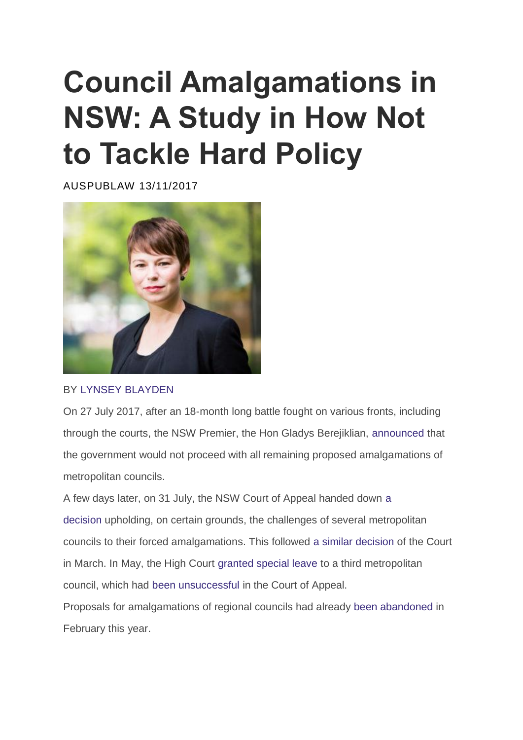# Council Amalgamations in NSW: A Study in How Not to Tackle Hard Policy

AUSPUBLAW 13/11/2017

BY LYNSEY BLAYDEN

On 27 July 2017, after an 18-month long battle fought on various fronts, including through the courts, the NSW Premier, the Hon Gladys Berejiklian, announced that the government would not proceed with all remaining proposed amalgamations of metropolitan councils.

A few days later, on 31 July, the NSW Court of Appeal handed down a decision upholding, on certain grounds, the challenges of several metropolitan councils to their forced amalgamations. This followed a similar decision of the Court in March. In May, the High Court granted special leave to a third metropolitan council, which had been unsuccessful in the Court of Appeal.

Proposals for amalgamations of regional councils had already been abandoned in February this year.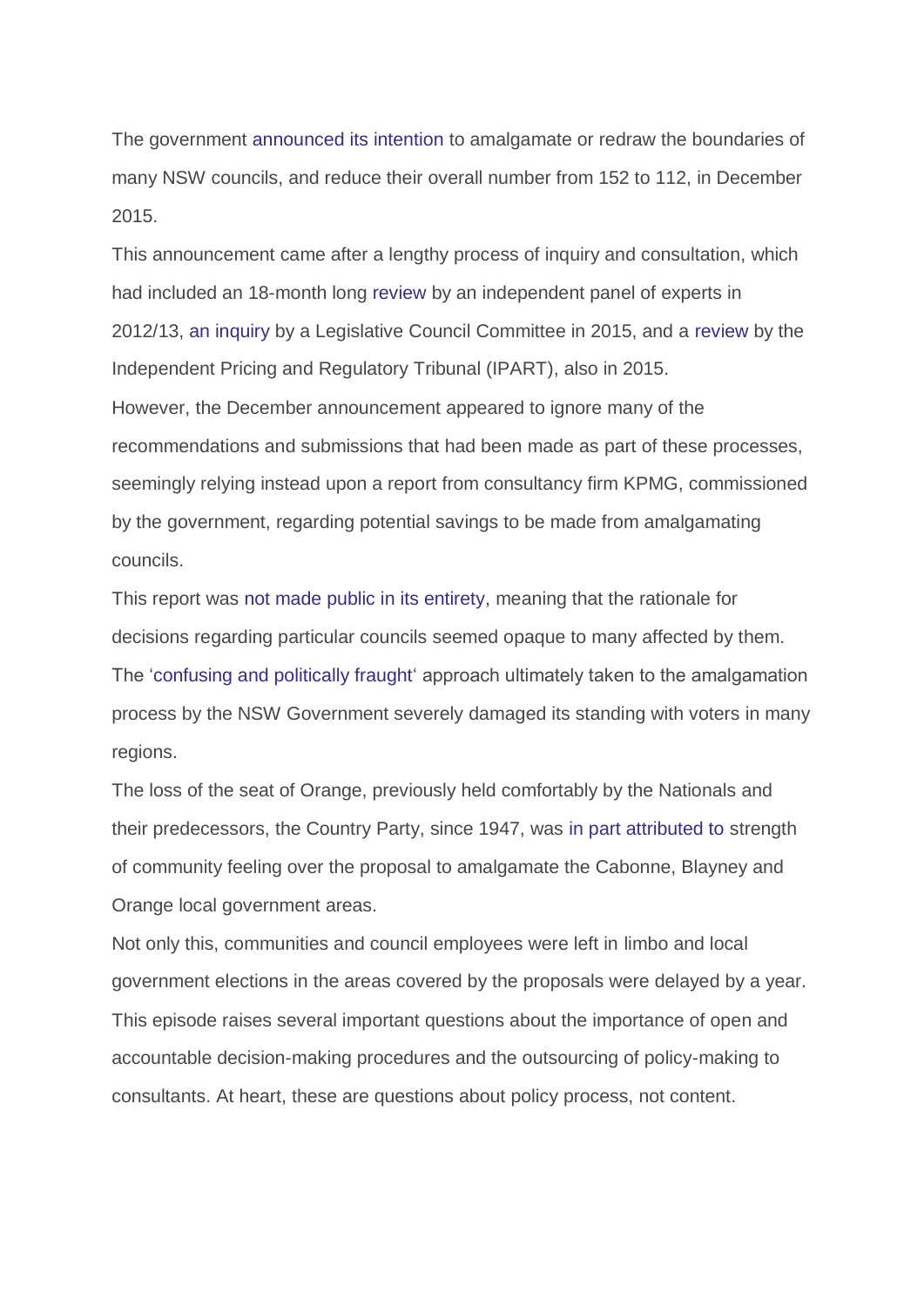The government announced its intention to amalgamate or redraw the boundaries of many NSW councils, and reduce their overall number from 152 to 112, in December 2015.

This announcement came after a lengthy process of inquiry and consultation, which had included an 18-month long review by an independent panel of experts in 2012/13, an inquiry by a Legislative Council Committee in 2015, and a review by the Independent Pricing and Regulatory Tribunal (IPART), also in 2015.

However, the December announcement appeared to ignore many of the recommendations and submissions that had been made as part of these processes, seemingly relying instead upon a report from consultancy firm KPMG, commissioned by the government, regarding potential savings to be made from amalgamating councils.

This report was not made public in its entirety, meaning that the rationale for decisions regarding particular councils seemed opaque to many affected by them.

The 'confusing and politically fraught' approach ultimately taken to the amalgamation process by the NSW Government severely damaged its standing with voters in many regions.

The loss of the seat of Orange, previously held comfortably by the Nationals and their predecessors, the Country Party, since 1947, was in part attributed to strength of community feeling over the proposal to amalgamate the Cabonne, Blayney and Orange local government areas.

Not only this, communities and council employees were left in limbo and local government elections in the areas covered by the proposals were delayed by a year.

This episode raises several important questions about the importance of open and accountable decision-making procedures and the outsourcing of policy-making to consultants. At heart, these are questions about policy process, not content.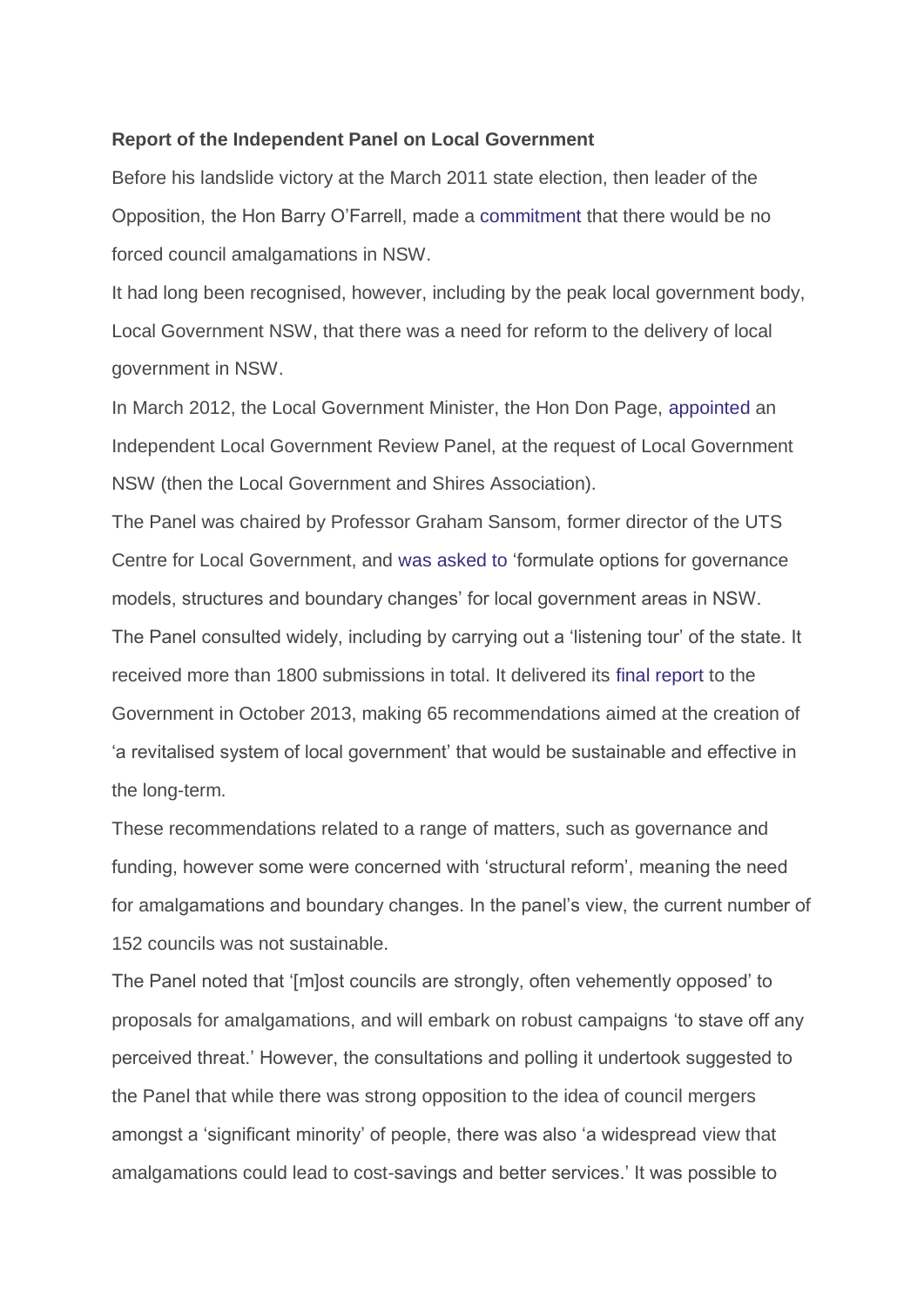**Report of the Independent Panel on Local Government**

Before his landslide victory at the March 2011 state election, then leader of the Opposition, the Hon Barry O'Farrell, made a commitment that there would be no forced council amalgamations in NSW.

It had long been recognised, however, including by the peak local government body, Local Government NSW, that there was a need for reform to the delivery of local government in NSW.

In March 2012, the Local Government Minister, the Hon Don Page, appointed an Independent Local Government Review Panel, at the request of Local Government NSW (then the Local Government and Shires Association).

The Panel was chaired by Professor Graham Sansom, former director of the UTS Centre for Local Government, and was asked to 'formulate options for governance models, structures and boundary changes' for local government areas in NSW.

The Panel consulted widely, including by carrying out a 'listening tour' of the state. It received more than 1800 submissions in total. It delivered its final report to the Government in October 2013, making 65 recommendations aimed at the creation of 'a revitalised system of local government' that would be sustainable and effective in the long-term.

These recommendations related to a range of matters, such as governance and funding, however some were concerned with 'structural reform', meaning the need for amalgamations and boundary changes. In the panel's view, the current number of 152 councils was not sustainable.

The Panel noted that '[m]ost councils are strongly, often vehemently opposed' to proposals for amalgamations, and will embark on robust campaigns 'to stave off any perceived threat.' However, the consultations and polling it undertook suggested to the Panel that while there was strong opposition to the idea of council mergers amongst a 'significant minority' of people, there was also 'a widespread view that amalgamations could lead to cost-savings and better services.' It was possible to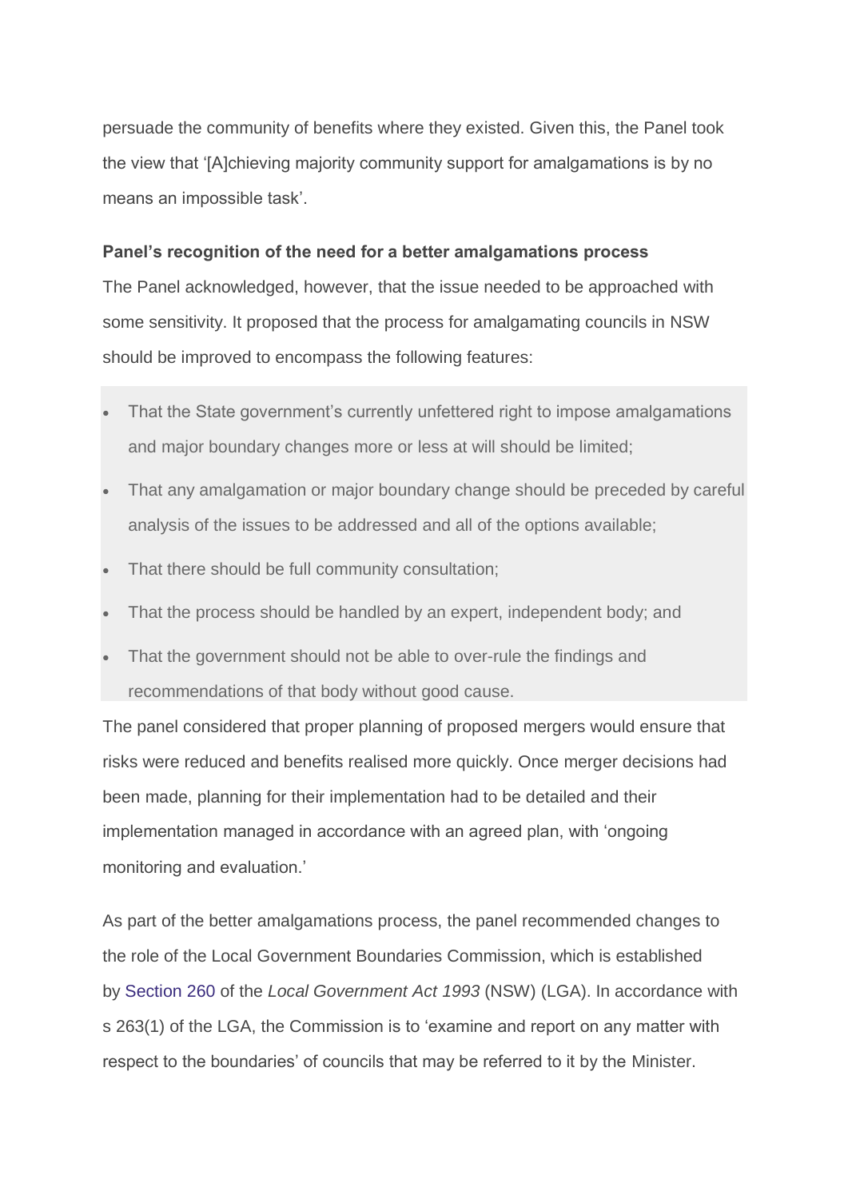persuade the community of benefits where they existed. Given this, the Panel took the view that '[A]chieving majority community support for amalgamations is by no means an impossible task'.

**Panel's recognition of the need for a better amalgamations process**

The Panel acknowledged, however, that the issue needed to be approached with some sensitivity. It proposed that the process for amalgamating councils in NSW should be improved to encompass the following features:

- That the State government's currently unfettered right to impose amalgamations and major boundary changes more or less at will should be limited;
- That any amalgamation or major boundary change should be preceded by careful analysis of the issues to be addressed and all of the options available;
- That there should be full community consultation;
- That the process should be handled by an expert, independent body; and
- That the government should not be able to over-rule the findings and recommendations of that body without good cause.

The panel considered that proper planning of proposed mergers would ensure that risks were reduced and benefits realised more quickly. Once merger decisions had been made, planning for their implementation had to be detailed and their implementation managed in accordance with an agreed plan, with 'ongoing monitoring and evaluation.'

As part of the better amalgamations process, the panel recommended changes to the role of the Local Government Boundaries Commission, which is established by Section 260 of the *Local Government Act 1993* (NSW) (LGA). In accordance with s 263(1) of the LGA, the Commission is to 'examine and report on any matter with respect to the boundaries' of councils that may be referred to it by the Minister.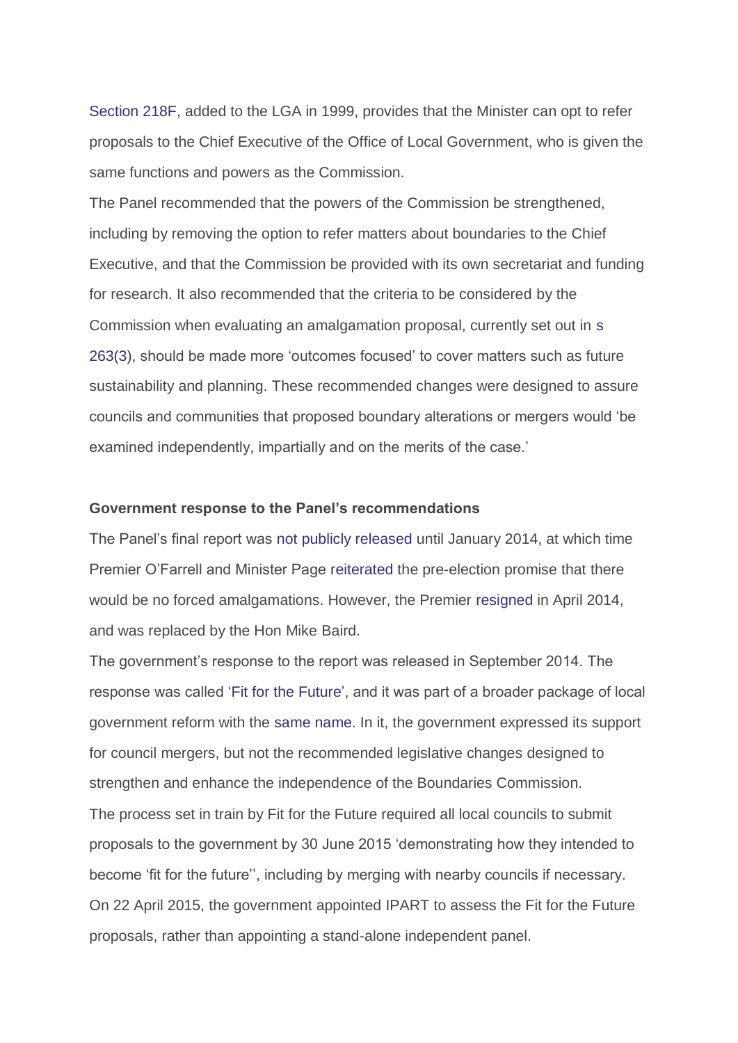Section 218F, added to the LGA in 1999, provides that the Minister can opt to refer proposals to the Chief Executive of the Office of Local Government, who is given the same functions and powers as the Commission.

The Panel recommended that the powers of the Commission be strengthened, including by removing the option to refer matters about boundaries to the Chief Executive, and that the Commission be provided with its own secretariat and funding for research. It also recommended that the criteria to be considered by the Commission when evaluating an amalgamation proposal, currently set out in s 263(3), should be made more 'outcomes focused' to cover matters such as future sustainability and planning. These recommended changes were designed to assure councils and communities that proposed boundary alterations or mergers would 'be examined independently, impartially and on the merits of the case.'

**Government response to the Panel's recommendations**

The Panel's final report was not publicly released until January 2014, at which time Premier O'Farrell and Minister Page reiterated the pre-election promise that there would be no forced amalgamations. However, the Premier resigned in April 2014, and was replaced by the Hon Mike Baird.

The government's response to the report was released in September 2014. The response was called 'Fit for the Future', and it was part of a broader package of local government reform with the same name. In it, the government expressed its support for council mergers, but not the recommended legislative changes designed to strengthen and enhance the independence of the Boundaries Commission.

The process set in train by Fit for the Future required all local councils to submit proposals to the government by 30 June 2015 'demonstrating how they intended to become 'fit for the future'', including by merging with nearby councils if necessary. On 22 April 2015, the government appointed IPART to assess the Fit for the Future proposals, rather than appointing a stand-alone independent panel.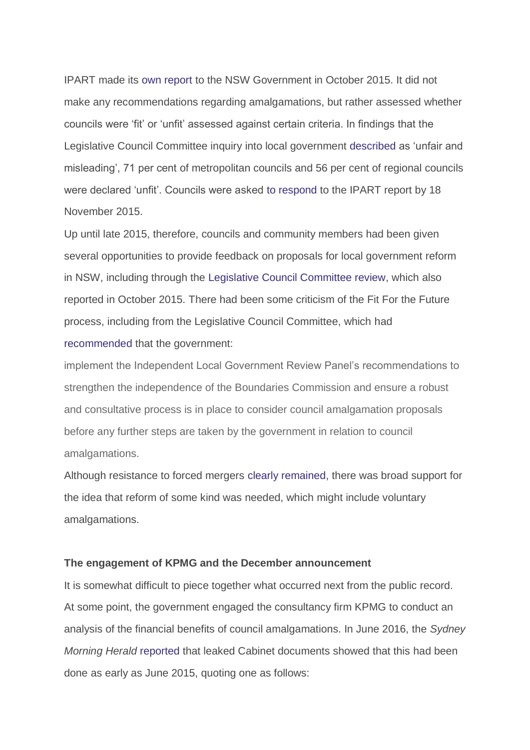IPART made its own report to the NSW Government in October 2015. It did not make any recommendations regarding amalgamations, but rather assessed whether councils were 'fit' or 'unfit' assessed against certain criteria. In findings that the Legislative Council Committee inquiry into local government described as 'unfair and misleading', 71 per cent of metropolitan councils and 56 per cent of regional councils were declared 'unfit'. Councils were asked to respond to the IPART report by 18 November 2015.

Up until late 2015, therefore, councils and community members had been given several opportunities to provide feedback on proposals for local government reform in NSW, including through the Legislative Council Committee review, which also reported in October 2015. There had been some criticism of the Fit For the Future process, including from the Legislative Council Committee, which had recommended that the government:

> implement the Independent Local Government Review Panel's recommendations to strengthen the independence of the Boundaries Commission and ensure a robust and consultative process is in place to consider council amalgamation proposals before any further steps are taken by the government in relation to council amalgamations.

Although resistance to forced mergers clearly remained, there was broad support for the idea that reform of some kind was needed, which might include voluntary amalgamations.

**The engagement of KPMG and the December announcement**

It is somewhat difficult to piece together what occurred next from the public record. At some point, the government engaged the consultancy firm KPMG to conduct an analysis of the financial benefits of council amalgamations. In June 2016, the *Sydney Morning Herald* reported that leaked Cabinet documents showed that this had been done as early as June 2015, quoting one as follows: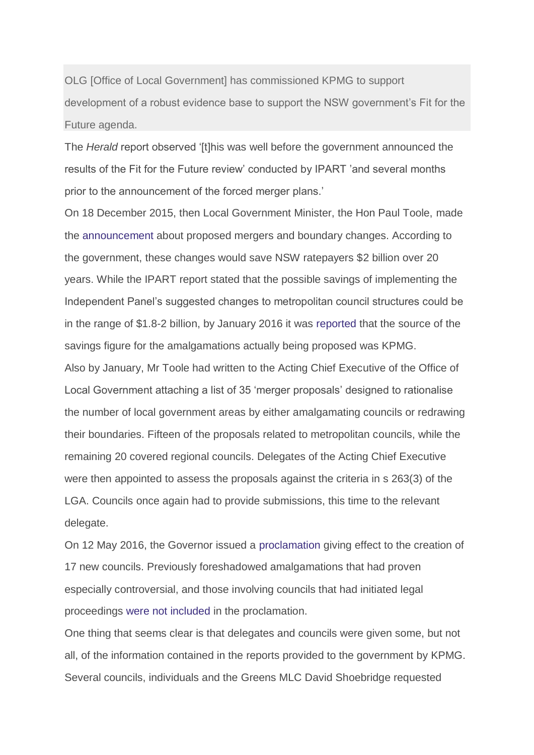> OLG [Office of Local Government] has commissioned KPMG to support development of a robust evidence base to support the NSW government's Fit for the Future agenda.

The *Herald* report observed '[t]his was well before the government announced the results of the Fit for the Future review' conducted by IPART 'and several months prior to the announcement of the forced merger plans.'

On 18 December 2015, then Local Government Minister, the Hon Paul Toole, made the announcement about proposed mergers and boundary changes. According to the government, these changes would save NSW ratepayers $2 billion over 20 years. While the IPART report stated that the possible savings of implementing the Independent Panel's suggested changes to metropolitan council structures could be in the range of $1.8-2 billion, by January 2016 it was reported that the source of the savings figure for the amalgamations actually being proposed was KPMG.

Also by January, Mr Toole had written to the Acting Chief Executive of the Office of Local Government attaching a list of 35 'merger proposals' designed to rationalise the number of local government areas by either amalgamating councils or redrawing their boundaries. Fifteen of the proposals related to metropolitan councils, while the remaining 20 covered regional councils. Delegates of the Acting Chief Executive were then appointed to assess the proposals against the criteria in s 263(3) of the LGA. Councils once again had to provide submissions, this time to the relevant delegate.

On 12 May 2016, the Governor issued a proclamation giving effect to the creation of 17 new councils. Previously foreshadowed amalgamations that had proven especially controversial, and those involving councils that had initiated legal proceedings were not included in the proclamation.

One thing that seems clear is that delegates and councils were given some, but not all, of the information contained in the reports provided to the government by KPMG. Several councils, individuals and the Greens MLC David Shoebridge requested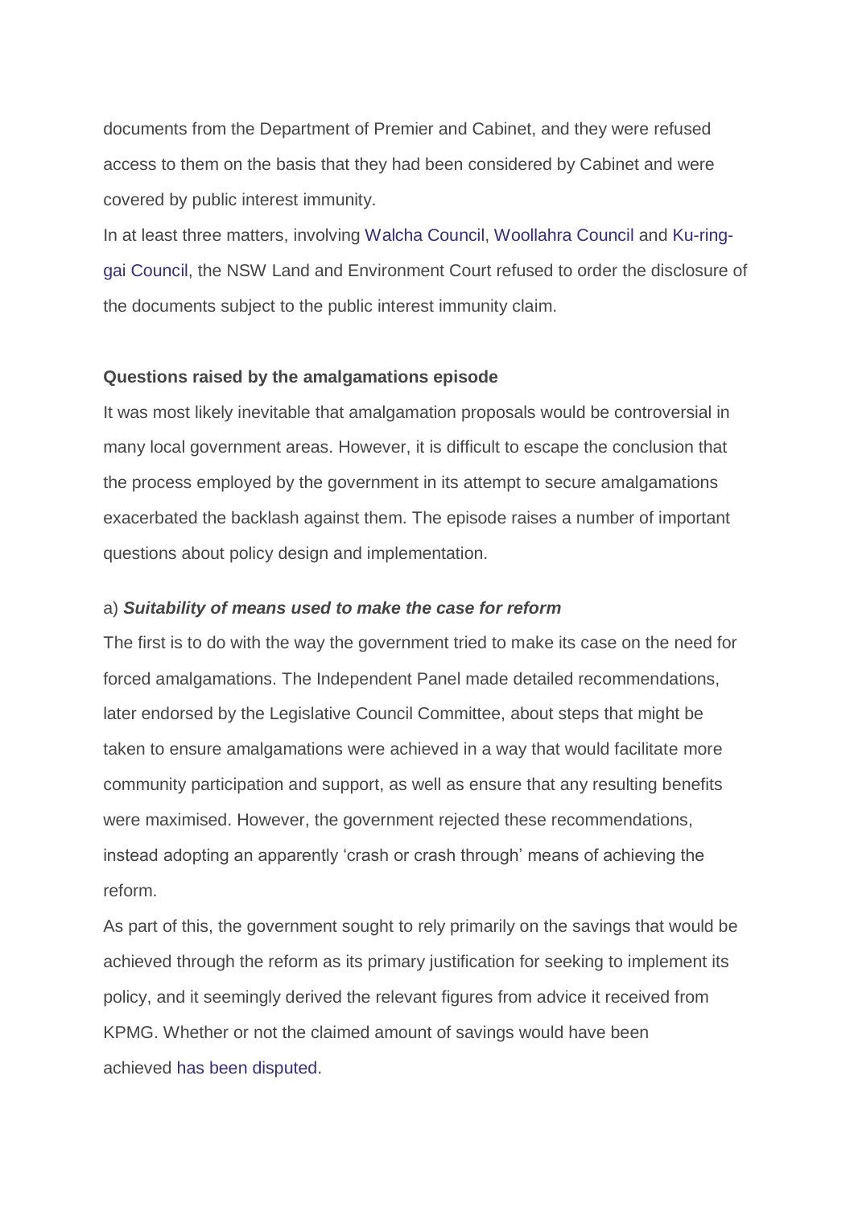documents from the Department of Premier and Cabinet, and they were refused access to them on the basis that they had been considered by Cabinet and were covered by public interest immunity.

In at least three matters, involving Walcha Council, Woollahra Council and Ku-ring-gai Council, the NSW Land and Environment Court refused to order the disclosure of the documents subject to the public interest immunity claim.

**Questions raised by the amalgamations episode**

It was most likely inevitable that amalgamation proposals would be controversial in many local government areas. However, it is difficult to escape the conclusion that the process employed by the government in its attempt to secure amalgamations exacerbated the backlash against them. The episode raises a number of important questions about policy design and implementation.

a) ***Suitability of means used to make the case for reform***

The first is to do with the way the government tried to make its case on the need for forced amalgamations. The Independent Panel made detailed recommendations, later endorsed by the Legislative Council Committee, about steps that might be taken to ensure amalgamations were achieved in a way that would facilitate more community participation and support, as well as ensure that any resulting benefits were maximised. However, the government rejected these recommendations, instead adopting an apparently 'crash or crash through' means of achieving the reform.

As part of this, the government sought to rely primarily on the savings that would be achieved through the reform as its primary justification for seeking to implement its policy, and it seemingly derived the relevant figures from advice it received from KPMG. Whether or not the claimed amount of savings would have been achieved has been disputed.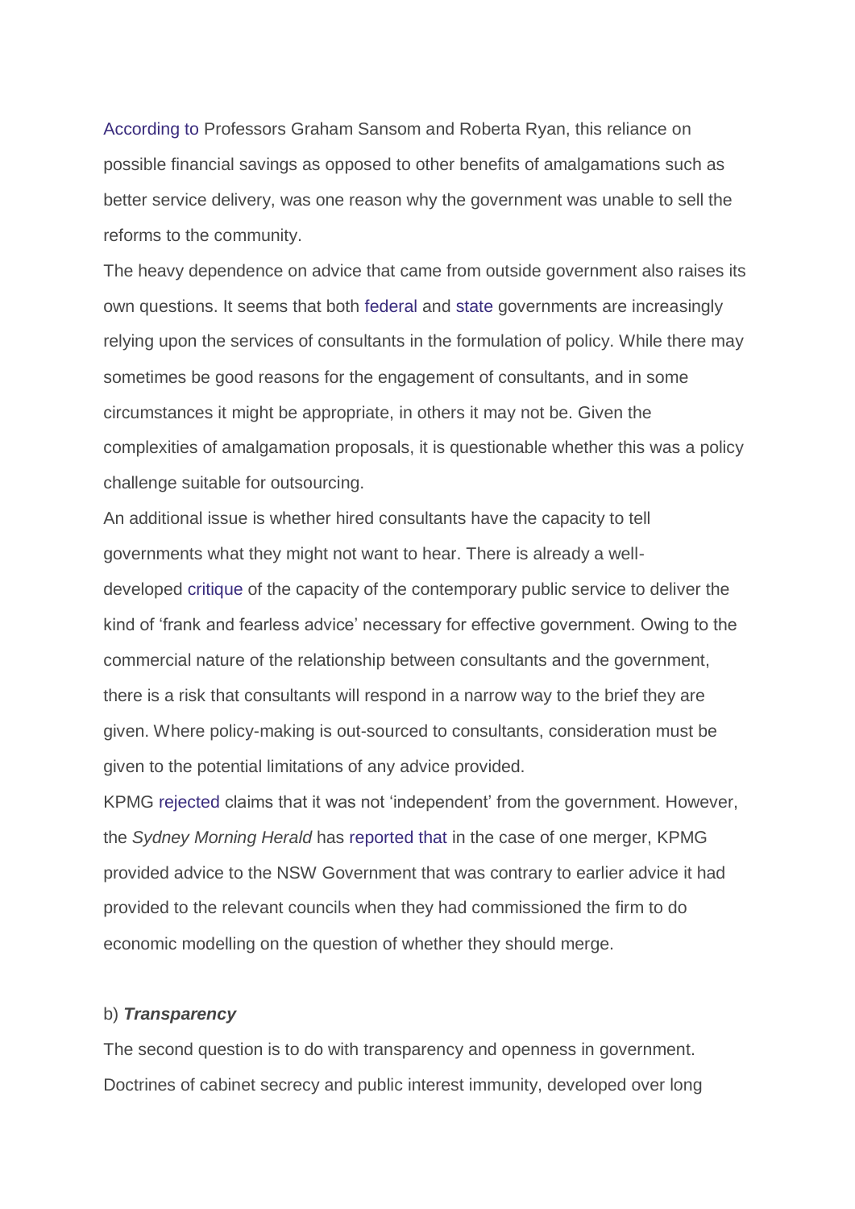According to Professors Graham Sansom and Roberta Ryan, this reliance on possible financial savings as opposed to other benefits of amalgamations such as better service delivery, was one reason why the government was unable to sell the reforms to the community.

The heavy dependence on advice that came from outside government also raises its own questions. It seems that both federal and state governments are increasingly relying upon the services of consultants in the formulation of policy. While there may sometimes be good reasons for the engagement of consultants, and in some circumstances it might be appropriate, in others it may not be. Given the complexities of amalgamation proposals, it is questionable whether this was a policy challenge suitable for outsourcing.

An additional issue is whether hired consultants have the capacity to tell governments what they might not want to hear. There is already a well-developed critique of the capacity of the contemporary public service to deliver the kind of 'frank and fearless advice' necessary for effective government. Owing to the commercial nature of the relationship between consultants and the government, there is a risk that consultants will respond in a narrow way to the brief they are given. Where policy-making is out-sourced to consultants, consideration must be given to the potential limitations of any advice provided.

KPMG rejected claims that it was not 'independent' from the government. However, the *Sydney Morning Herald* has reported that in the case of one merger, KPMG provided advice to the NSW Government that was contrary to earlier advice it had provided to the relevant councils when they had commissioned the firm to do economic modelling on the question of whether they should merge.

b) ***Transparency***

The second question is to do with transparency and openness in government. Doctrines of cabinet secrecy and public interest immunity, developed over long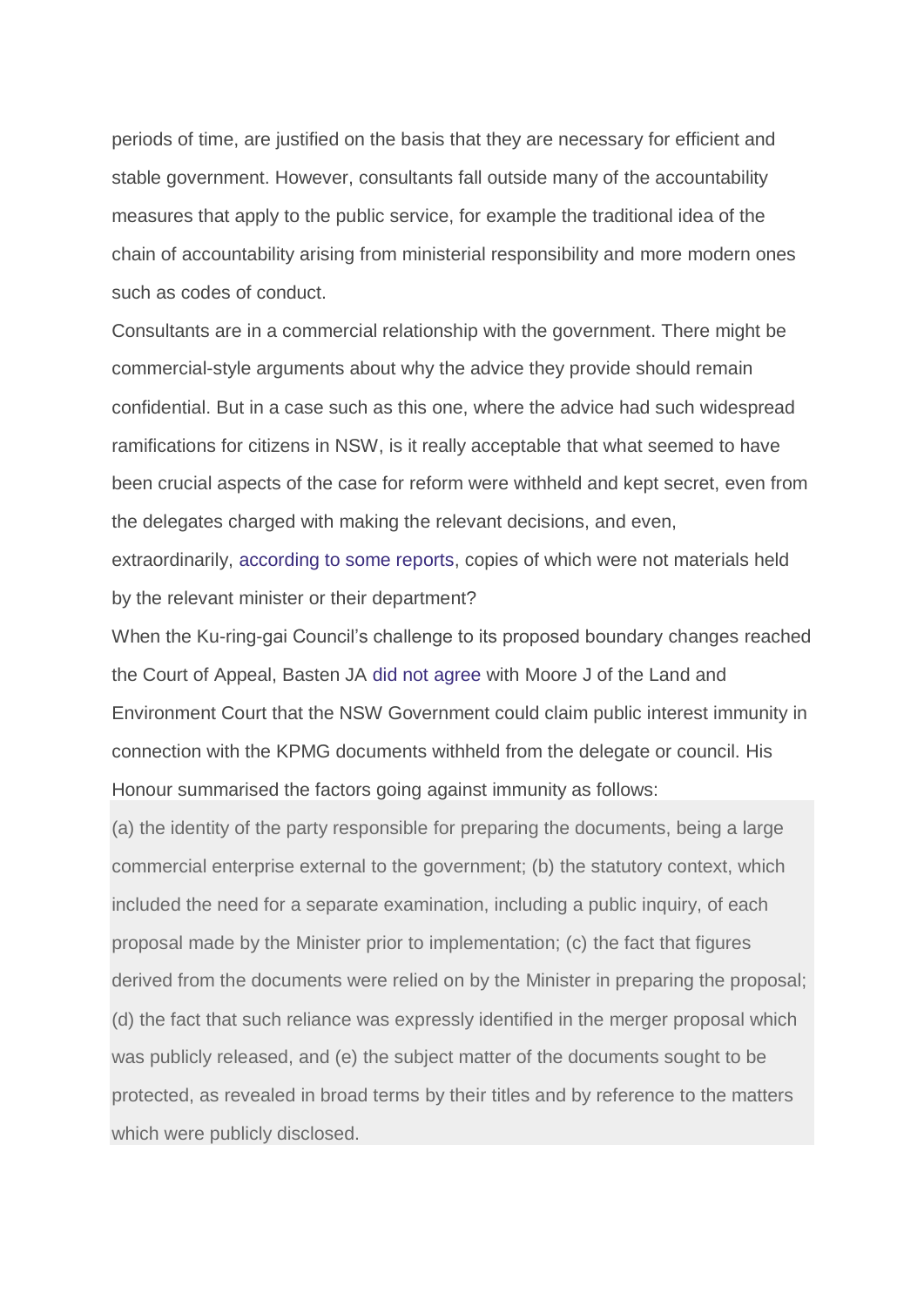periods of time, are justified on the basis that they are necessary for efficient and stable government. However, consultants fall outside many of the accountability measures that apply to the public service, for example the traditional idea of the chain of accountability arising from ministerial responsibility and more modern ones such as codes of conduct.

Consultants are in a commercial relationship with the government. There might be commercial-style arguments about why the advice they provide should remain confidential. But in a case such as this one, where the advice had such widespread ramifications for citizens in NSW, is it really acceptable that what seemed to have been crucial aspects of the case for reform were withheld and kept secret, even from the delegates charged with making the relevant decisions, and even, extraordinarily, according to some reports, copies of which were not materials held by the relevant minister or their department?

When the Ku-ring-gai Council's challenge to its proposed boundary changes reached the Court of Appeal, Basten JA did not agree with Moore J of the Land and Environment Court that the NSW Government could claim public interest immunity in connection with the KPMG documents withheld from the delegate or council. His Honour summarised the factors going against immunity as follows:

> (a) the identity of the party responsible for preparing the documents, being a large commercial enterprise external to the government; (b) the statutory context, which included the need for a separate examination, including a public inquiry, of each proposal made by the Minister prior to implementation; (c) the fact that figures derived from the documents were relied on by the Minister in preparing the proposal; (d) the fact that such reliance was expressly identified in the merger proposal which was publicly released, and (e) the subject matter of the documents sought to be protected, as revealed in broad terms by their titles and by reference to the matters which were publicly disclosed.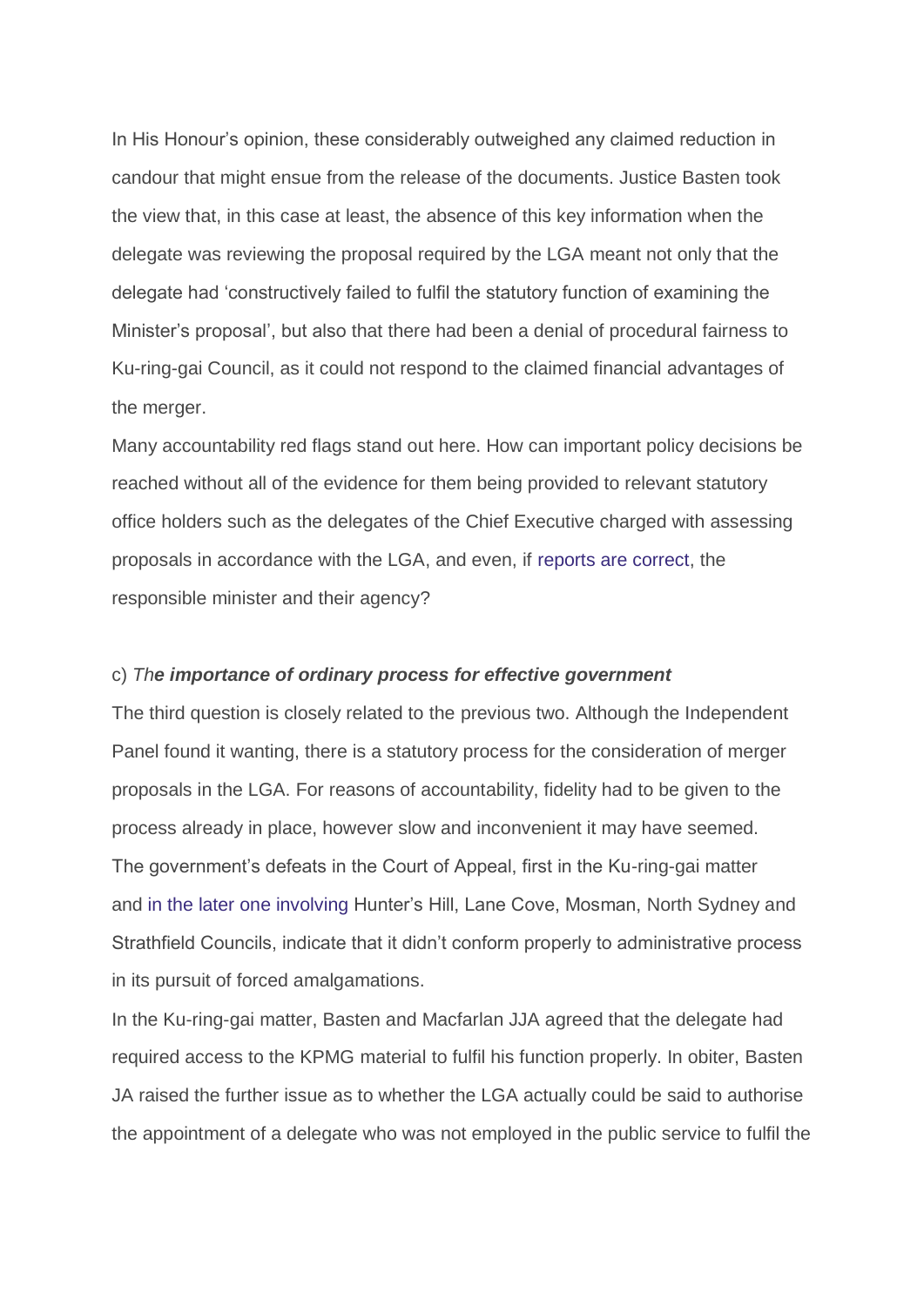In His Honour's opinion, these considerably outweighed any claimed reduction in candour that might ensue from the release of the documents. Justice Basten took the view that, in this case at least, the absence of this key information when the delegate was reviewing the proposal required by the LGA meant not only that the delegate had 'constructively failed to fulfil the statutory function of examining the Minister's proposal', but also that there had been a denial of procedural fairness to Ku-ring-gai Council, as it could not respond to the claimed financial advantages of the merger.

Many accountability red flags stand out here. How can important policy decisions be reached without all of the evidence for them being provided to relevant statutory office holders such as the delegates of the Chief Executive charged with assessing proposals in accordance with the LGA, and even, if reports are correct, the responsible minister and their agency?

### c) *The importance of ordinary process for effective government*

The third question is closely related to the previous two. Although the Independent Panel found it wanting, there is a statutory process for the consideration of merger proposals in the LGA. For reasons of accountability, fidelity had to be given to the process already in place, however slow and inconvenient it may have seemed.

The government's defeats in the Court of Appeal, first in the Ku-ring-gai matter and in the later one involving Hunter's Hill, Lane Cove, Mosman, North Sydney and Strathfield Councils, indicate that it didn't conform properly to administrative process in its pursuit of forced amalgamations.

In the Ku-ring-gai matter, Basten and Macfarlan JJA agreed that the delegate had required access to the KPMG material to fulfil his function properly. In obiter, Basten JA raised the further issue as to whether the LGA actually could be said to authorise the appointment of a delegate who was not employed in the public service to fulfil the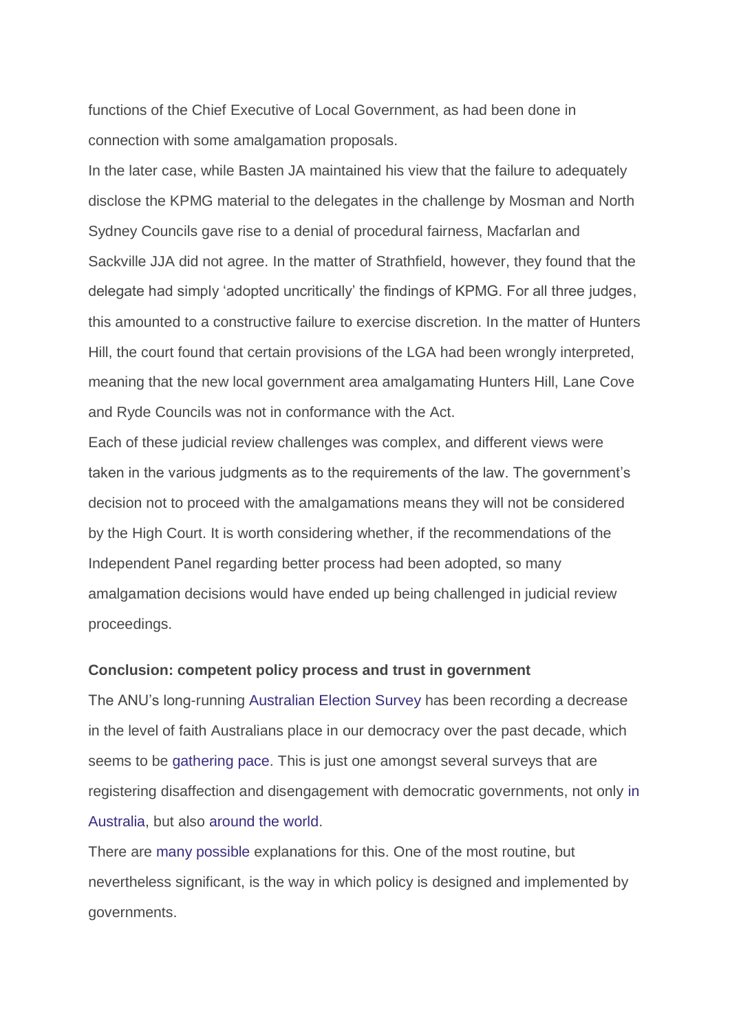functions of the Chief Executive of Local Government, as had been done in connection with some amalgamation proposals.

In the later case, while Basten JA maintained his view that the failure to adequately disclose the KPMG material to the delegates in the challenge by Mosman and North Sydney Councils gave rise to a denial of procedural fairness, Macfarlan and Sackville JJA did not agree. In the matter of Strathfield, however, they found that the delegate had simply 'adopted uncritically' the findings of KPMG. For all three judges, this amounted to a constructive failure to exercise discretion. In the matter of Hunters Hill, the court found that certain provisions of the LGA had been wrongly interpreted, meaning that the new local government area amalgamating Hunters Hill, Lane Cove and Ryde Councils was not in conformance with the Act.

Each of these judicial review challenges was complex, and different views were taken in the various judgments as to the requirements of the law. The government's decision not to proceed with the amalgamations means they will not be considered by the High Court. It is worth considering whether, if the recommendations of the Independent Panel regarding better process had been adopted, so many amalgamation decisions would have ended up being challenged in judicial review proceedings.

**Conclusion: competent policy process and trust in government**

The ANU's long-running Australian Election Survey has been recording a decrease in the level of faith Australians place in our democracy over the past decade, which seems to be gathering pace. This is just one amongst several surveys that are registering disaffection and disengagement with democratic governments, not only in Australia, but also around the world.

There are many possible explanations for this. One of the most routine, but nevertheless significant, is the way in which policy is designed and implemented by governments.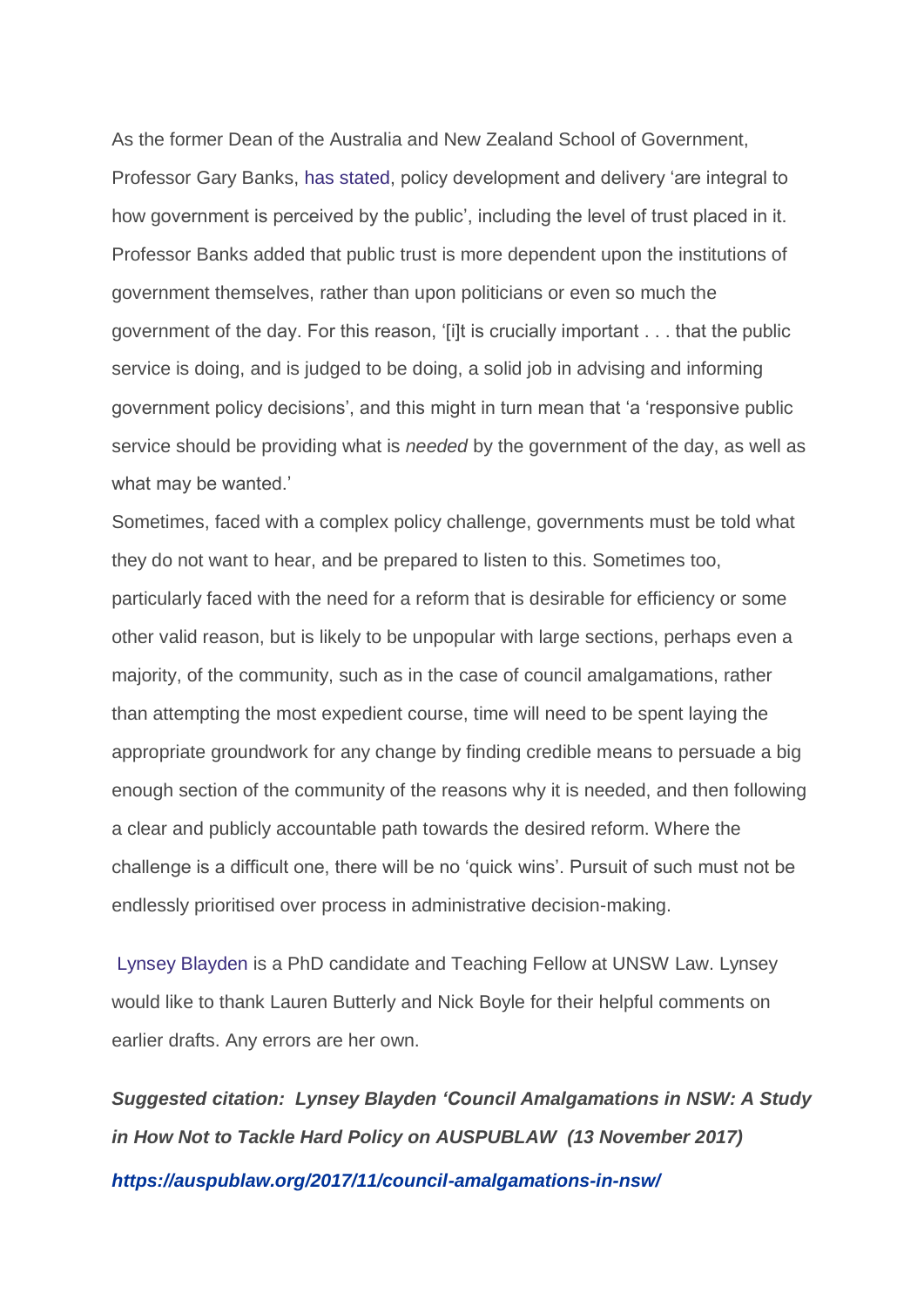As the former Dean of the Australia and New Zealand School of Government, Professor Gary Banks, has stated, policy development and delivery 'are integral to how government is perceived by the public', including the level of trust placed in it. Professor Banks added that public trust is more dependent upon the institutions of government themselves, rather than upon politicians or even so much the government of the day. For this reason, '[i]t is crucially important . . . that the public service is doing, and is judged to be doing, a solid job in advising and informing government policy decisions', and this might in turn mean that 'a 'responsive public service should be providing what is *needed* by the government of the day, as well as what may be wanted.'

Sometimes, faced with a complex policy challenge, governments must be told what they do not want to hear, and be prepared to listen to this. Sometimes too, particularly faced with the need for a reform that is desirable for efficiency or some other valid reason, but is likely to be unpopular with large sections, perhaps even a majority, of the community, such as in the case of council amalgamations, rather than attempting the most expedient course, time will need to be spent laying the appropriate groundwork for any change by finding credible means to persuade a big enough section of the community of the reasons why it is needed, and then following a clear and publicly accountable path towards the desired reform. Where the challenge is a difficult one, there will be no 'quick wins'. Pursuit of such must not be endlessly prioritised over process in administrative decision-making.

Lynsey Blayden is a PhD candidate and Teaching Fellow at UNSW Law. Lynsey would like to thank Lauren Butterly and Nick Boyle for their helpful comments on earlier drafts. Any errors are her own.

***Suggested citation: Lynsey Blayden 'Council Amalgamations in NSW: A Study in How Not to Tackle Hard Policy on AUSPUBLAW (13 November 2017)***

***https://auspublaw.org/2017/11/council-amalgamations-in-nsw/***